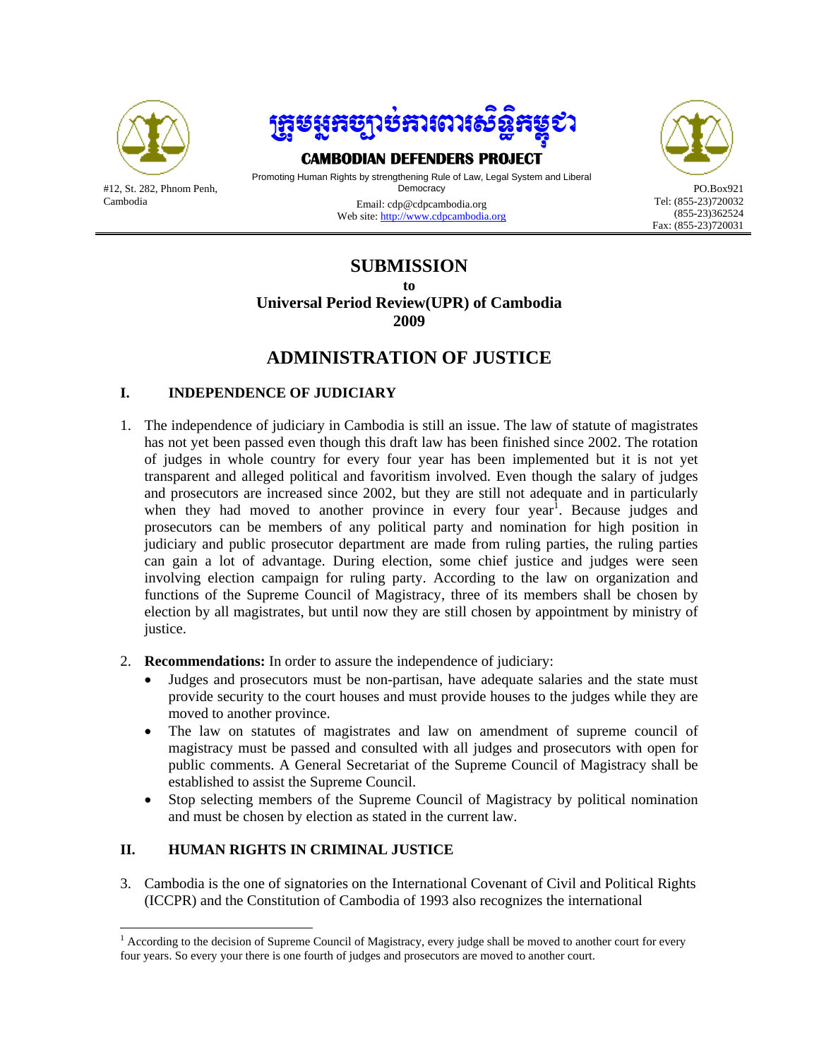ក្រុមអ្នកច្បាប់ការពារសិទ្ធិកម្ពុជា

**CAMBODIAN DEFENDERS PROJECT**

Promoting Human Rights by strengthening Rule of Law, Legal System and Liberal Democracy

#12, St. 282, Phnom Penh, Cambodia

Email: cdp@cdpcambodia.org
Web site: http://www.cdpcambodia.org

PO.Box921
Tel: (855-23)720032
(855-23)362524
Fax: (855-23)720031

# SUBMISSION

**to**

## Universal Period Review(UPR) of Cambodia 2009

# ADMINISTRATION OF JUSTICE

## I. INDEPENDENCE OF JUDICIARY

1. The independence of judiciary in Cambodia is still an issue. The law of statute of magistrates has not yet been passed even though this draft law has been finished since 2002. The rotation of judges in whole country for every four year has been implemented but it is not yet transparent and alleged political and favoritism involved. Even though the salary of judges and prosecutors are increased since 2002, but they are still not adequate and in particularly when they had moved to another province in every four year[1]. Because judges and prosecutors can be members of any political party and nomination for high position in judiciary and public prosecutor department are made from ruling parties, the ruling parties can gain a lot of advantage. During election, some chief justice and judges were seen involving election campaign for ruling party. According to the law on organization and functions of the Supreme Council of Magistracy, three of its members shall be chosen by election by all magistrates, but until now they are still chosen by appointment by ministry of justice.

2. **Recommendations:** In order to assure the independence of judiciary:
   - Judges and prosecutors must be non-partisan, have adequate salaries and the state must provide security to the court houses and must provide houses to the judges while they are moved to another province.
   - The law on statutes of magistrates and law on amendment of supreme council of magistracy must be passed and consulted with all judges and prosecutors with open for public comments. A General Secretariat of the Supreme Council of Magistracy shall be established to assist the Supreme Council.
   - Stop selecting members of the Supreme Council of Magistracy by political nomination and must be chosen by election as stated in the current law.

## II. HUMAN RIGHTS IN CRIMINAL JUSTICE

3. Cambodia is the one of signatories on the International Covenant of Civil and Political Rights (ICCPR) and the Constitution of Cambodia of 1993 also recognizes the international

---

[1] According to the decision of Supreme Council of Magistracy, every judge shall be moved to another court for every four years. So every your there is one fourth of judges and prosecutors are moved to another court.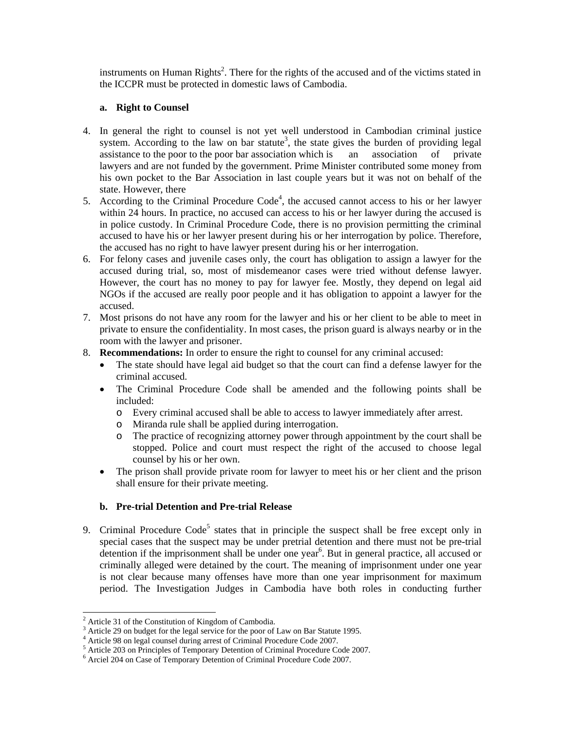instruments on Human Rights[2]. There for the rights of the accused and of the victims stated in the ICCPR must be protected in domestic laws of Cambodia.

**a. Right to Counsel**

4. In general the right to counsel is not yet well understood in Cambodian criminal justice system. According to the law on bar statute[3], the state gives the burden of providing legal assistance to the poor to the poor bar association which is an association of private lawyers and are not funded by the government. Prime Minister contributed some money from his own pocket to the Bar Association in last couple years but it was not on behalf of the state. However, there
5. According to the Criminal Procedure Code[4], the accused cannot access to his or her lawyer within 24 hours. In practice, no accused can access to his or her lawyer during the accused is in police custody. In Criminal Procedure Code, there is no provision permitting the criminal accused to have his or her lawyer present during his or her interrogation by police. Therefore, the accused has no right to have lawyer present during his or her interrogation.
6. For felony cases and juvenile cases only, the court has obligation to assign a lawyer for the accused during trial, so, most of misdemeanor cases were tried without defense lawyer. However, the court has no money to pay for lawyer fee. Mostly, they depend on legal aid NGOs if the accused are really poor people and it has obligation to appoint a lawyer for the accused.
7. Most prisons do not have any room for the lawyer and his or her client to be able to meet in private to ensure the confidentiality. In most cases, the prison guard is always nearby or in the room with the lawyer and prisoner.
8. **Recommendations:** In order to ensure the right to counsel for any criminal accused:
   - The state should have legal aid budget so that the court can find a defense lawyer for the criminal accused.
   - The Criminal Procedure Code shall be amended and the following points shall be included:
     - Every criminal accused shall be able to access to lawyer immediately after arrest.
     - Miranda rule shall be applied during interrogation.
     - The practice of recognizing attorney power through appointment by the court shall be stopped. Police and court must respect the right of the accused to choose legal counsel by his or her own.
   - The prison shall provide private room for lawyer to meet his or her client and the prison shall ensure for their private meeting.

**b. Pre-trial Detention and Pre-trial Release**

9. Criminal Procedure Code[5] states that in principle the suspect shall be free except only in special cases that the suspect may be under pretrial detention and there must not be pre-trial detention if the imprisonment shall be under one year[6]. But in general practice, all accused or criminally alleged were detained by the court. The meaning of imprisonment under one year is not clear because many offenses have more than one year imprisonment for maximum period. The Investigation Judges in Cambodia have both roles in conducting further

---

[2] Article 31 of the Constitution of Kingdom of Cambodia.
[3] Article 29 on budget for the legal service for the poor of Law on Bar Statute 1995.
[4] Article 98 on legal counsel during arrest of Criminal Procedure Code 2007.
[5] Article 203 on Principles of Temporary Detention of Criminal Procedure Code 2007.
[6] Arciel 204 on Case of Temporary Detention of Criminal Procedure Code 2007.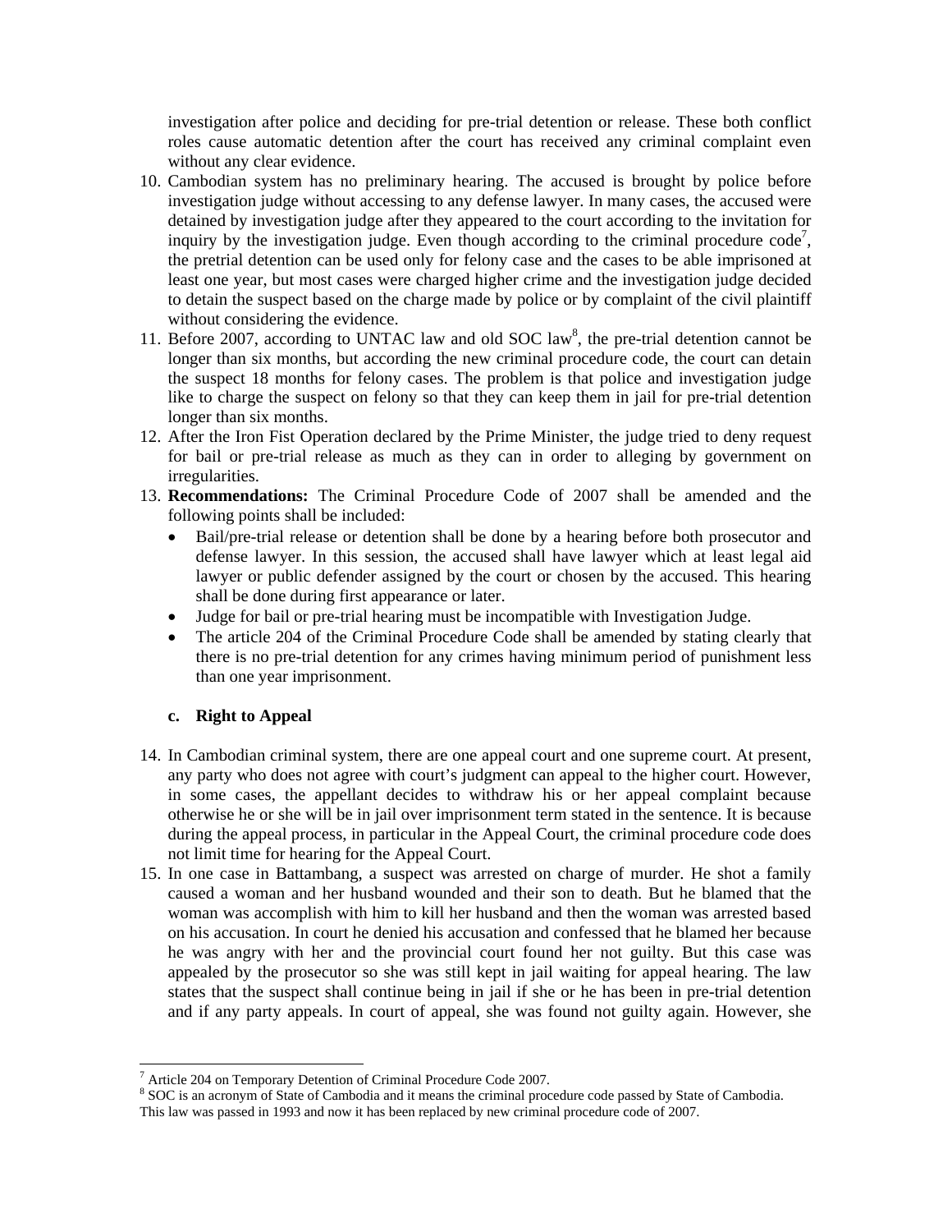investigation after police and deciding for pre-trial detention or release. These both conflict roles cause automatic detention after the court has received any criminal complaint even without any clear evidence.

10. Cambodian system has no preliminary hearing. The accused is brought by police before investigation judge without accessing to any defense lawyer. In many cases, the accused were detained by investigation judge after they appeared to the court according to the invitation for inquiry by the investigation judge. Even though according to the criminal procedure code[7], the pretrial detention can be used only for felony case and the cases to be able imprisoned at least one year, but most cases were charged higher crime and the investigation judge decided to detain the suspect based on the charge made by police or by complaint of the civil plaintiff without considering the evidence.
11. Before 2007, according to UNTAC law and old SOC law[8], the pre-trial detention cannot be longer than six months, but according the new criminal procedure code, the court can detain the suspect 18 months for felony cases. The problem is that police and investigation judge like to charge the suspect on felony so that they can keep them in jail for pre-trial detention longer than six months.
12. After the Iron Fist Operation declared by the Prime Minister, the judge tried to deny request for bail or pre-trial release as much as they can in order to alleging by government on irregularities.
13. **Recommendations:** The Criminal Procedure Code of 2007 shall be amended and the following points shall be included:
    - Bail/pre-trial release or detention shall be done by a hearing before both prosecutor and defense lawyer. In this session, the accused shall have lawyer which at least legal aid lawyer or public defender assigned by the court or chosen by the accused. This hearing shall be done during first appearance or later.
    - Judge for bail or pre-trial hearing must be incompatible with Investigation Judge.
    - The article 204 of the Criminal Procedure Code shall be amended by stating clearly that there is no pre-trial detention for any crimes having minimum period of punishment less than one year imprisonment.

### c. Right to Appeal

14. In Cambodian criminal system, there are one appeal court and one supreme court. At present, any party who does not agree with court's judgment can appeal to the higher court. However, in some cases, the appellant decides to withdraw his or her appeal complaint because otherwise he or she will be in jail over imprisonment term stated in the sentence. It is because during the appeal process, in particular in the Appeal Court, the criminal procedure code does not limit time for hearing for the Appeal Court.
15. In one case in Battambang, a suspect was arrested on charge of murder. He shot a family caused a woman and her husband wounded and their son to death. But he blamed that the woman was accomplish with him to kill her husband and then the woman was arrested based on his accusation. In court he denied his accusation and confessed that he blamed her because he was angry with her and the provincial court found her not guilty. But this case was appealed by the prosecutor so she was still kept in jail waiting for appeal hearing. The law states that the suspect shall continue being in jail if she or he has been in pre-trial detention and if any party appeals. In court of appeal, she was found not guilty again. However, she

[7] Article 204 on Temporary Detention of Criminal Procedure Code 2007.

[8] SOC is an acronym of State of Cambodia and it means the criminal procedure code passed by State of Cambodia. This law was passed in 1993 and now it has been replaced by new criminal procedure code of 2007.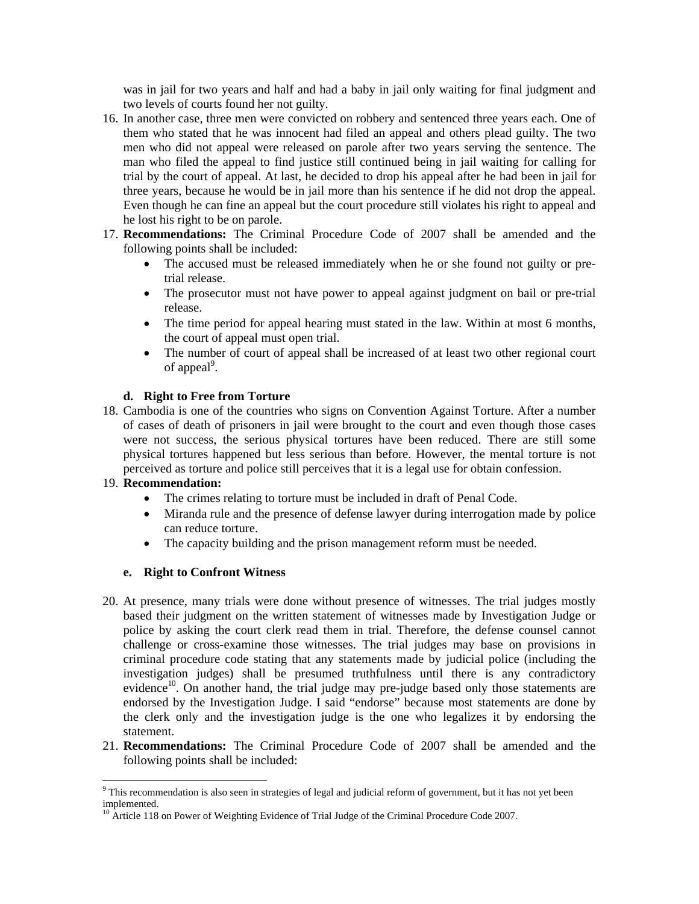was in jail for two years and half and had a baby in jail only waiting for final judgment and two levels of courts found her not guilty.

16. In another case, three men were convicted on robbery and sentenced three years each. One of them who stated that he was innocent had filed an appeal and others plead guilty. The two men who did not appeal were released on parole after two years serving the sentence. The man who filed the appeal to find justice still continued being in jail waiting for calling for trial by the court of appeal. At last, he decided to drop his appeal after he had been in jail for three years, because he would be in jail more than his sentence if he did not drop the appeal. Even though he can fine an appeal but the court procedure still violates his right to appeal and he lost his right to be on parole.
17. **Recommendations:** The Criminal Procedure Code of 2007 shall be amended and the following points shall be included:
    - The accused must be released immediately when he or she found not guilty or pre-trial release.
    - The prosecutor must not have power to appeal against judgment on bail or pre-trial release.
    - The time period for appeal hearing must stated in the law. Within at most 6 months, the court of appeal must open trial.
    - The number of court of appeal shall be increased of at least two other regional court of appeal[9].

**d. Right to Free from Torture**

18. Cambodia is one of the countries who signs on Convention Against Torture. After a number of cases of death of prisoners in jail were brought to the court and even though those cases were not success, the serious physical tortures have been reduced. There are still some physical tortures happened but less serious than before. However, the mental torture is not perceived as torture and police still perceives that it is a legal use for obtain confession.
19. **Recommendation:**
    - The crimes relating to torture must be included in draft of Penal Code.
    - Miranda rule and the presence of defense lawyer during interrogation made by police can reduce torture.
    - The capacity building and the prison management reform must be needed.

**e. Right to Confront Witness**

20. At presence, many trials were done without presence of witnesses. The trial judges mostly based their judgment on the written statement of witnesses made by Investigation Judge or police by asking the court clerk read them in trial. Therefore, the defense counsel cannot challenge or cross-examine those witnesses. The trial judges may base on provisions in criminal procedure code stating that any statements made by judicial police (including the investigation judges) shall be presumed truthfulness until there is any contradictory evidence[10]. On another hand, the trial judge may pre-judge based only those statements are endorsed by the Investigation Judge. I said "endorse" because most statements are done by the clerk only and the investigation judge is the one who legalizes it by endorsing the statement.
21. **Recommendations:** The Criminal Procedure Code of 2007 shall be amended and the following points shall be included:

---

[9] This recommendation is also seen in strategies of legal and judicial reform of government, but it has not yet been implemented.

[10] Article 118 on Power of Weighting Evidence of Trial Judge of the Criminal Procedure Code 2007.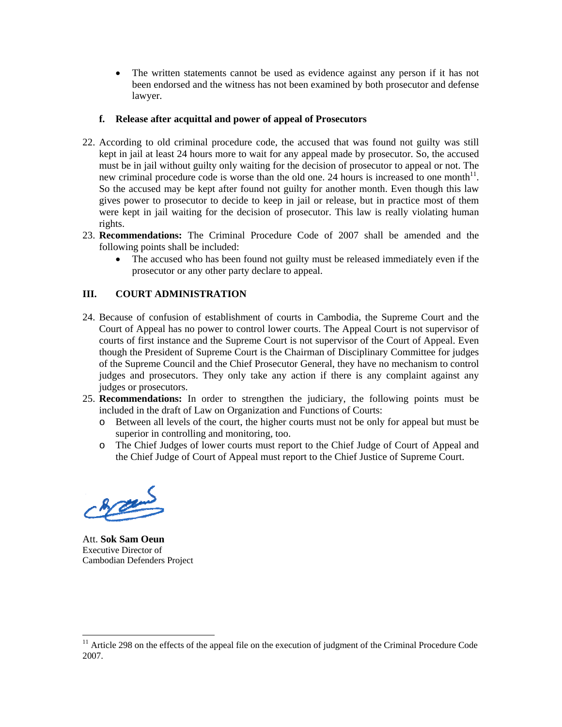- The written statements cannot be used as evidence against any person if it has not been endorsed and the witness has not been examined by both prosecutor and defense lawyer.

#### f. Release after acquittal and power of appeal of Prosecutors

22. According to old criminal procedure code, the accused that was found not guilty was still kept in jail at least 24 hours more to wait for any appeal made by prosecutor. So, the accused must be in jail without guilty only waiting for the decision of prosecutor to appeal or not. The new criminal procedure code is worse than the old one. 24 hours is increased to one month[11]. So the accused may be kept after found not guilty for another month. Even though this law gives power to prosecutor to decide to keep in jail or release, but in practice most of them were kept in jail waiting for the decision of prosecutor. This law is really violating human rights.
23. **Recommendations:** The Criminal Procedure Code of 2007 shall be amended and the following points shall be included:
    - The accused who has been found not guilty must be released immediately even if the prosecutor or any other party declare to appeal.

## III. COURT ADMINISTRATION

24. Because of confusion of establishment of courts in Cambodia, the Supreme Court and the Court of Appeal has no power to control lower courts. The Appeal Court is not supervisor of courts of first instance and the Supreme Court is not supervisor of the Court of Appeal. Even though the President of Supreme Court is the Chairman of Disciplinary Committee for judges of the Supreme Council and the Chief Prosecutor General, they have no mechanism to control judges and prosecutors. They only take any action if there is any complaint against any judges or prosecutors.
25. **Recommendations:** In order to strengthen the judiciary, the following points must be included in the draft of Law on Organization and Functions of Courts:
    - Between all levels of the court, the higher courts must not be only for appeal but must be superior in controlling and monitoring, too.
    - The Chief Judges of lower courts must report to the Chief Judge of Court of Appeal and the Chief Judge of Court of Appeal must report to the Chief Justice of Supreme Court.

Att. **Sok Sam Oeun**
Executive Director of
Cambodian Defenders Project

---

[11] Article 298 on the effects of the appeal file on the execution of judgment of the Criminal Procedure Code 2007.